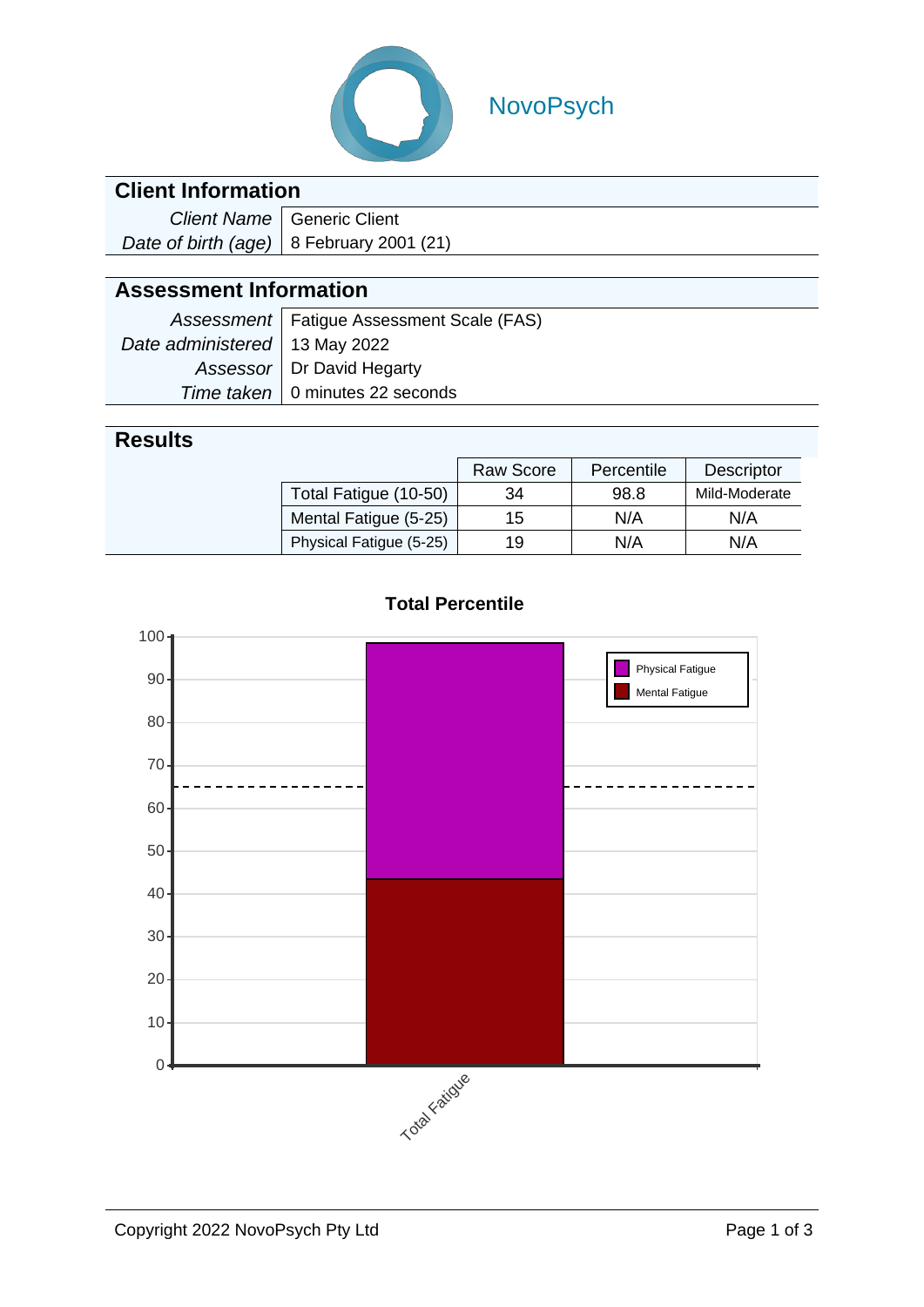NovoPsych

## Client Information

| | |
|---|---|
| *Client Name* | Generic Client |
| *Date of birth (age)* | 8 February 2001 (21) |

## Assessment Information

| | |
|---|---|
| *Assessment* | Fatigue Assessment Scale (FAS) |
| *Date administered* | 13 May 2022 |
| *Assessor* | Dr David Hegarty |
| *Time taken* | 0 minutes 22 seconds |

## Results

| | Raw Score | Percentile | Descriptor |
|---|---|---|---|
| Total Fatigue (10-50) | 34 | 98.8 | Mild-Moderate |
| Mental Fatigue (5-25) | 15 | N/A | N/A |
| Physical Fatigue (5-25) | 19 | N/A | N/A |

**Total Percentile**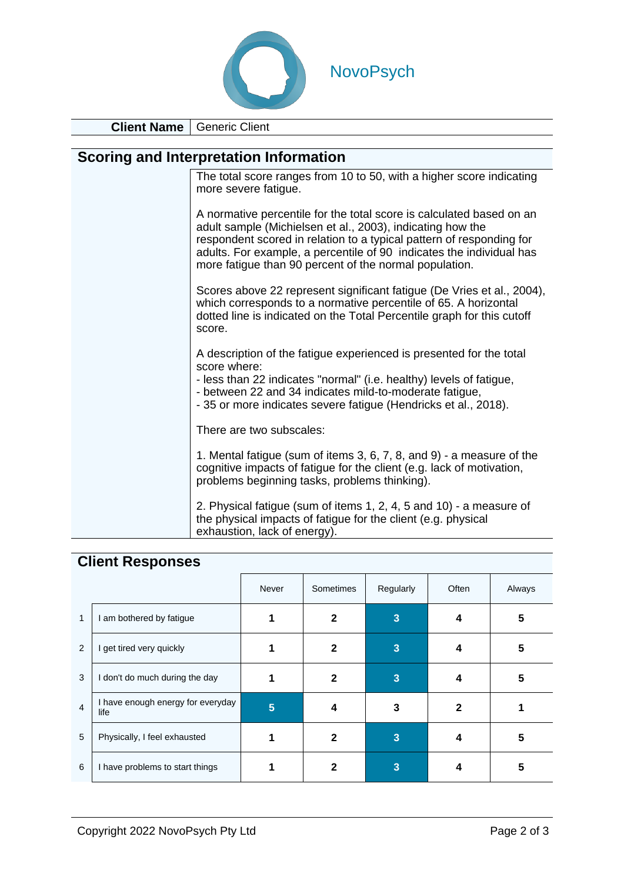NovoPsych

| Client Name | Generic Client |
|---|---|

## Scoring and Interpretation Information

The total score ranges from 10 to 50, with a higher score indicating more severe fatigue.

A normative percentile for the total score is calculated based on an adult sample (Michielsen et al., 2003), indicating how the respondent scored in relation to a typical pattern of responding for adults. For example, a percentile of 90 indicates the individual has more fatigue than 90 percent of the normal population.

Scores above 22 represent significant fatigue (De Vries et al., 2004), which corresponds to a normative percentile of 65. A horizontal dotted line is indicated on the Total Percentile graph for this cutoff score.

A description of the fatigue experienced is presented for the total score where:
- less than 22 indicates "normal" (i.e. healthy) levels of fatigue,
- between 22 and 34 indicates mild-to-moderate fatigue,
- 35 or more indicates severe fatigue (Hendricks et al., 2018).

There are two subscales:

1. Mental fatigue (sum of items 3, 6, 7, 8, and 9) - a measure of the cognitive impacts of fatigue for the client (e.g. lack of motivation, problems beginning tasks, problems thinking).

2. Physical fatigue (sum of items 1, 2, 4, 5 and 10) - a measure of the physical impacts of fatigue for the client (e.g. physical exhaustion, lack of energy).

## Client Responses

| | | Never | Sometimes | Regularly | Often | Always |
|---|---|---|---|---|---|---|
| 1 | I am bothered by fatigue | 1 | 2 | **[3]** | 4 | 5 |
| 2 | I get tired very quickly | 1 | 2 | **[3]** | 4 | 5 |
| 3 | I don't do much during the day | 1 | 2 | **[3]** | 4 | 5 |
| 4 | I have enough energy for everyday life | **[5]** | 4 | 3 | 2 | 1 |
| 5 | Physically, I feel exhausted | 1 | 2 | **[3]** | 4 | 5 |
| 6 | I have problems to start things | 1 | 2 | **[3]** | 4 | 5 |

Copyright 2022 NovoPsych Pty Ltd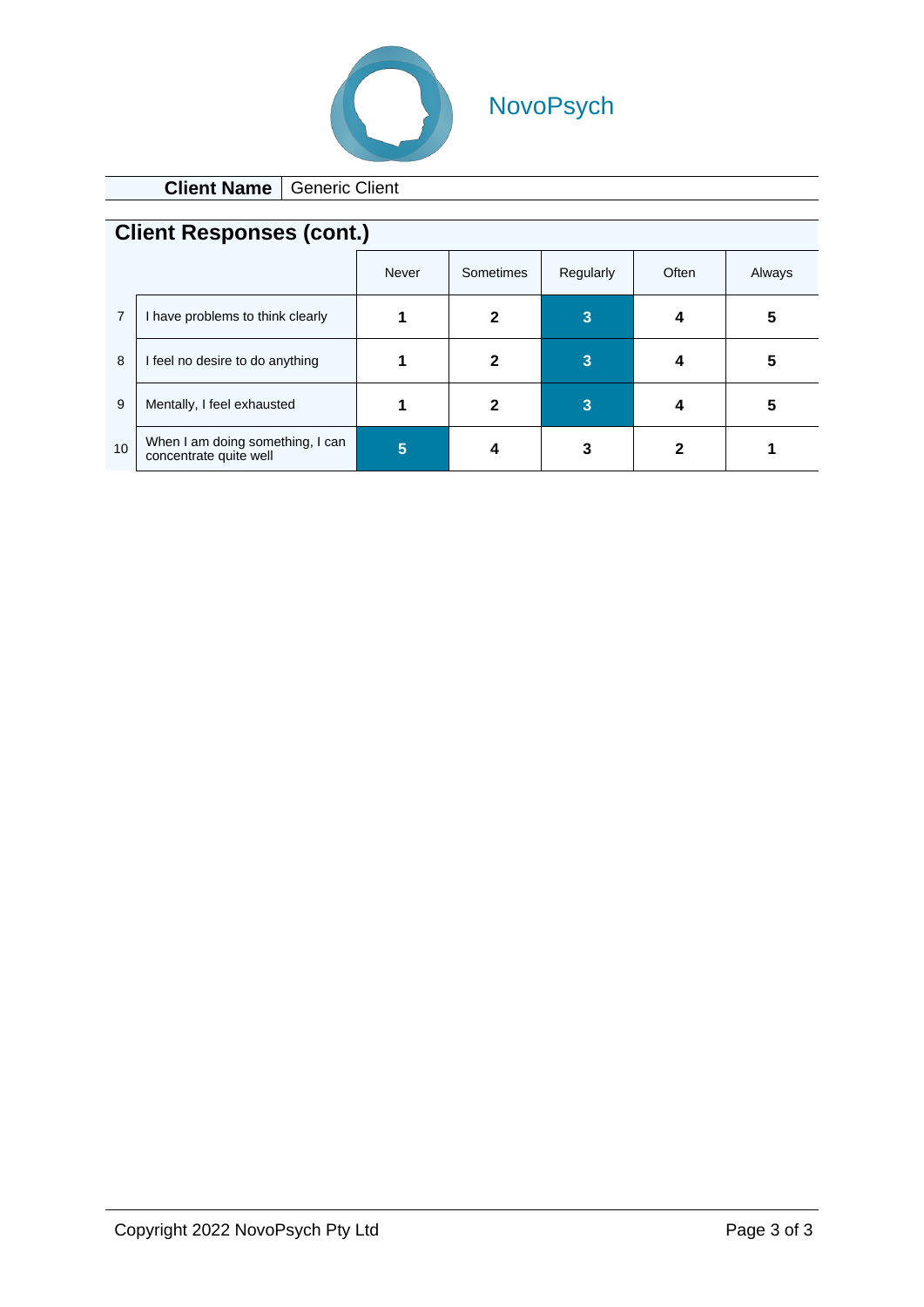NovoPsych

| Client Name | Generic Client |
|---|---|

## Client Responses (cont.)

| | | Never | Sometimes | Regularly | Often | Always |
|---|---|---|---|---|---|---|
| 7 | I have problems to think clearly | 1 | 2 | **3** | 4 | 5 |
| 8 | I feel no desire to do anything | 1 | 2 | **3** | 4 | 5 |
| 9 | Mentally, I feel exhausted | 1 | 2 | **3** | 4 | 5 |
| 10 | When I am doing something, I can concentrate quite well | **5** | 4 | 3 | 2 | 1 |

Copyright 2022 NovoPsych Pty Ltd